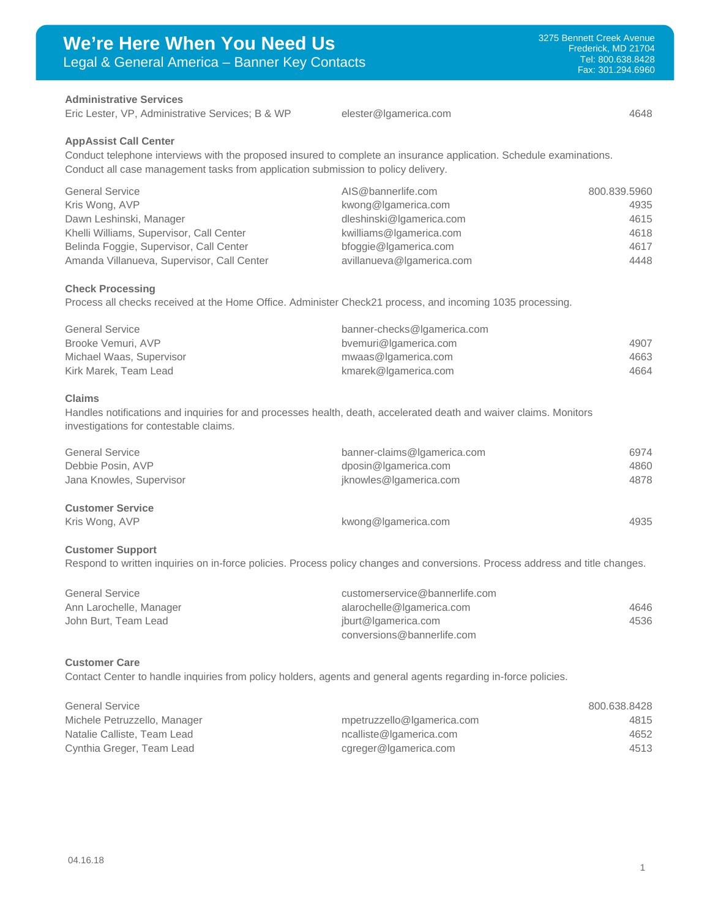# We're Here When You Need Us

## Legal & General America – Banner Key Contacts

3275 Bennett Creek Avenue
Frederick, MD 21704
Tel: 800.638.8428
Fax: 301.294.6960

### Administrative Services

| | | |
|---|---|---|
| Eric Lester, VP, Administrative Services; B & WP | elester@lgamerica.com | 4648 |

### AppAssist Call Center

Conduct telephone interviews with the proposed insured to complete an insurance application. Schedule examinations. Conduct all case management tasks from application submission to policy delivery.

| | | |
|---|---|---|
| General Service | AIS@bannerlife.com | 800.839.5960 |
| Kris Wong, AVP | kwong@lgamerica.com | 4935 |
| Dawn Leshinski, Manager | dleshinski@lgamerica.com | 4615 |
| Khelli Williams, Supervisor, Call Center | kwilliams@lgamerica.com | 4618 |
| Belinda Foggie, Supervisor, Call Center | bfoggie@lgamerica.com | 4617 |
| Amanda Villanueva, Supervisor, Call Center | avillanueva@lgamerica.com | 4448 |

### Check Processing

Process all checks received at the Home Office. Administer Check21 process, and incoming 1035 processing.

| | | |
|---|---|---|
| General Service | banner-checks@lgamerica.com | |
| Brooke Vemuri, AVP | bvemuri@lgamerica.com | 4907 |
| Michael Waas, Supervisor | mwaas@lgamerica.com | 4663 |
| Kirk Marek, Team Lead | kmarek@lgamerica.com | 4664 |

### Claims

Handles notifications and inquiries for and processes health, death, accelerated death and waiver claims. Monitors investigations for contestable claims.

| | | |
|---|---|---|
| General Service | banner-claims@lgamerica.com | 6974 |
| Debbie Posin, AVP | dposin@lgamerica.com | 4860 |
| Jana Knowles, Supervisor | jknowles@lgamerica.com | 4878 |

### Customer Service

| | | |
|---|---|---|
| Kris Wong, AVP | kwong@lgamerica.com | 4935 |

### Customer Support

Respond to written inquiries on in-force policies. Process policy changes and conversions. Process address and title changes.

| | | |
|---|---|---|
| General Service | customerservice@bannerlife.com | |
| Ann Larochelle, Manager | alarochelle@lgamerica.com | 4646 |
| John Burt, Team Lead | jburt@lgamerica.com | 4536 |
| | conversions@bannerlife.com | |

### Customer Care

Contact Center to handle inquiries from policy holders, agents and general agents regarding in-force policies.

| | | |
|---|---|---|
| General Service | | 800.638.8428 |
| Michele Petruzzello, Manager | mpetruzzello@lgamerica.com | 4815 |
| Natalie Calliste, Team Lead | ncalliste@lgamerica.com | 4652 |
| Cynthia Greger, Team Lead | cgreger@lgamerica.com | 4513 |

04.16.18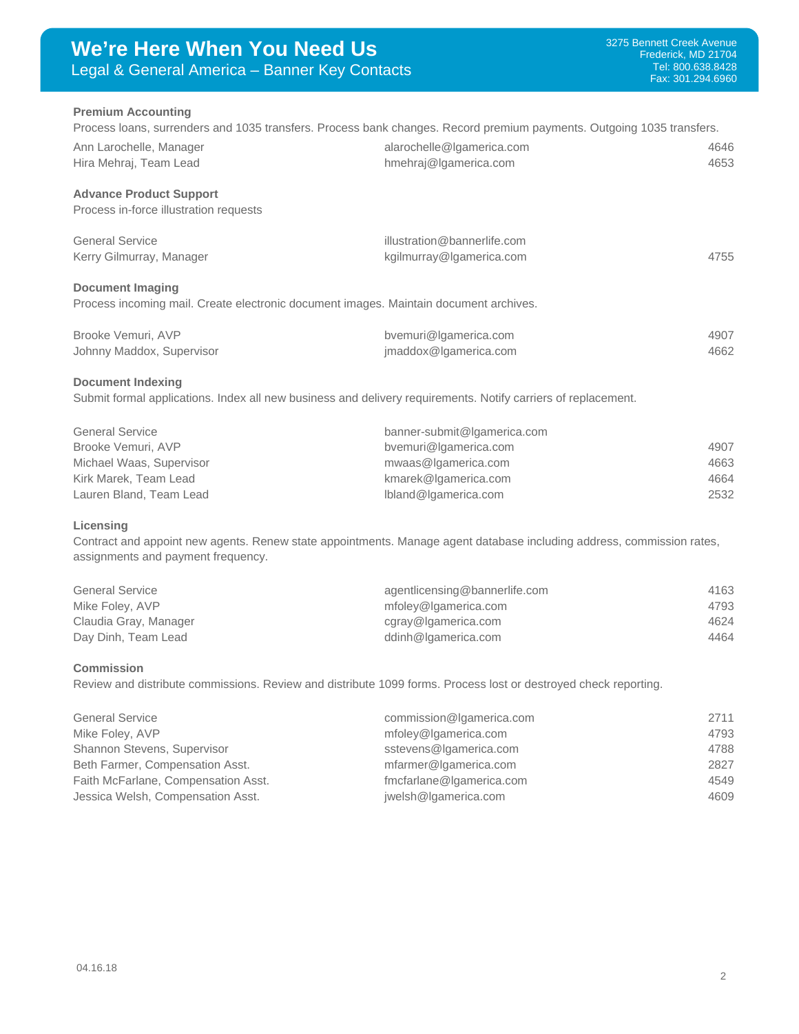# We're Here When You Need Us

Legal & General America – Banner Key Contacts

3275 Bennett Creek Avenue
Frederick, MD 21704
Tel: 800.638.8428
Fax: 301.294.6960

### Premium Accounting

Process loans, surrenders and 1035 transfers. Process bank changes. Record premium payments. Outgoing 1035 transfers.

| | | |
|---|---|---|
| Ann Larochelle, Manager | alarochelle@lgamerica.com | 4646 |
| Hira Mehraj, Team Lead | hmehraj@lgamerica.com | 4653 |

### Advance Product Support

Process in-force illustration requests

| | | |
|---|---|---|
| General Service | illustration@bannerlife.com | |
| Kerry Gilmurray, Manager | kgilmurray@lgamerica.com | 4755 |

### Document Imaging

Process incoming mail. Create electronic document images. Maintain document archives.

| | | |
|---|---|---|
| Brooke Vemuri, AVP | bvemuri@lgamerica.com | 4907 |
| Johnny Maddox, Supervisor | jmaddox@lgamerica.com | 4662 |

### Document Indexing

Submit formal applications. Index all new business and delivery requirements. Notify carriers of replacement.

| | | |
|---|---|---|
| General Service | banner-submit@lgamerica.com | |
| Brooke Vemuri, AVP | bvemuri@lgamerica.com | 4907 |
| Michael Waas, Supervisor | mwaas@lgamerica.com | 4663 |
| Kirk Marek, Team Lead | kmarek@lgamerica.com | 4664 |
| Lauren Bland, Team Lead | lbland@lgamerica.com | 2532 |

### Licensing

Contract and appoint new agents. Renew state appointments. Manage agent database including address, commission rates, assignments and payment frequency.

| | | |
|---|---|---|
| General Service | agentlicensing@bannerlife.com | 4163 |
| Mike Foley, AVP | mfoley@lgamerica.com | 4793 |
| Claudia Gray, Manager | cgray@lgamerica.com | 4624 |
| Day Dinh, Team Lead | ddinh@lgamerica.com | 4464 |

### Commission

Review and distribute commissions. Review and distribute 1099 forms. Process lost or destroyed check reporting.

| | | |
|---|---|---|
| General Service | commission@lgamerica.com | 2711 |
| Mike Foley, AVP | mfoley@lgamerica.com | 4793 |
| Shannon Stevens, Supervisor | sstevens@lgamerica.com | 4788 |
| Beth Farmer, Compensation Asst. | mfarmer@lgamerica.com | 2827 |
| Faith McFarlane, Compensation Asst. | fmcfarlane@lgamerica.com | 4549 |
| Jessica Welsh, Compensation Asst. | jwelsh@lgamerica.com | 4609 |

04.16.18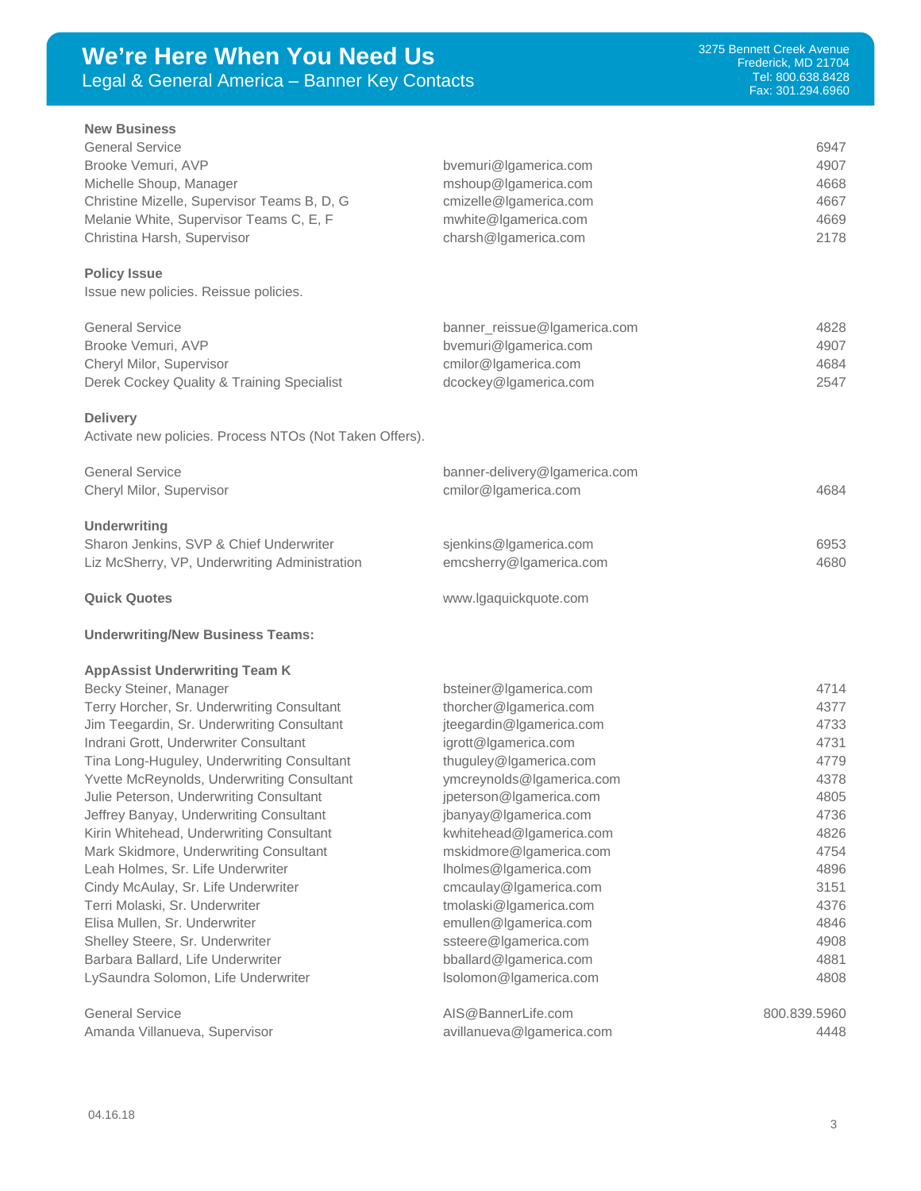# We're Here When You Need Us

## Legal & General America – Banner Key Contacts

3275 Bennett Creek Avenue
Frederick, MD 21704
Tel: 800.638.8428
Fax: 301.294.6960

### New Business

| | | |
|---|---|---|
| General Service | | 6947 |
| Brooke Vemuri, AVP | bvemuri@lgamerica.com | 4907 |
| Michelle Shoup, Manager | mshoup@lgamerica.com | 4668 |
| Christine Mizelle, Supervisor Teams B, D, G | cmizelle@lgamerica.com | 4667 |
| Melanie White, Supervisor Teams C, E, F | mwhite@lgamerica.com | 4669 |
| Christina Harsh, Supervisor | charsh@lgamerica.com | 2178 |

### Policy Issue

Issue new policies. Reissue policies.

| | | |
|---|---|---|
| General Service | banner_reissue@lgamerica.com | 4828 |
| Brooke Vemuri, AVP | bvemuri@lgamerica.com | 4907 |
| Cheryl Milor, Supervisor | cmilor@lgamerica.com | 4684 |
| Derek Cockey Quality & Training Specialist | dcockey@lgamerica.com | 2547 |

### Delivery

Activate new policies. Process NTOs (Not Taken Offers).

| | | |
|---|---|---|
| General Service | banner-delivery@lgamerica.com | |
| Cheryl Milor, Supervisor | cmilor@lgamerica.com | 4684 |

### Underwriting

| | | |
|---|---|---|
| Sharon Jenkins, SVP & Chief Underwriter | sjenkins@lgamerica.com | 6953 |
| Liz McSherry, VP, Underwriting Administration | emcsherry@lgamerica.com | 4680 |

### Quick Quotes

www.lgaquickquote.com

### Underwriting/New Business Teams:

### AppAssist Underwriting Team K

| | | |
|---|---|---|
| Becky Steiner, Manager | bsteiner@lgamerica.com | 4714 |
| Terry Horcher, Sr. Underwriting Consultant | thorcher@lgamerica.com | 4377 |
| Jim Teegardin, Sr. Underwriting Consultant | jteegardin@lgamerica.com | 4733 |
| Indrani Grott, Underwriter Consultant | igrott@lgamerica.com | 4731 |
| Tina Long-Huguley, Underwriting Consultant | thuguley@lgamerica.com | 4779 |
| Yvette McReynolds, Underwriting Consultant | ymcreynolds@lgamerica.com | 4378 |
| Julie Peterson, Underwriting Consultant | jpeterson@lgamerica.com | 4805 |
| Jeffrey Banyay, Underwriting Consultant | jbanyay@lgamerica.com | 4736 |
| Kirin Whitehead, Underwriting Consultant | kwhitehead@lgamerica.com | 4826 |
| Mark Skidmore, Underwriting Consultant | mskidmore@lgamerica.com | 4754 |
| Leah Holmes, Sr. Life Underwriter | lholmes@lgamerica.com | 4896 |
| Cindy McAulay, Sr. Life Underwriter | cmcaulay@lgamerica.com | 3151 |
| Terri Molaski, Sr. Underwriter | tmolaski@lgamerica.com | 4376 |
| Elisa Mullen, Sr. Underwriter | emullen@lgamerica.com | 4846 |
| Shelley Steere, Sr. Underwriter | ssteere@lgamerica.com | 4908 |
| Barbara Ballard, Life Underwriter | bballard@lgamerica.com | 4881 |
| LySaundra Solomon, Life Underwriter | lsolomon@lgamerica.com | 4808 |

| | | |
|---|---|---|
| General Service | AIS@BannerLife.com | 800.839.5960 |
| Amanda Villanueva, Supervisor | avillanueva@lgamerica.com | 4448 |

04.16.18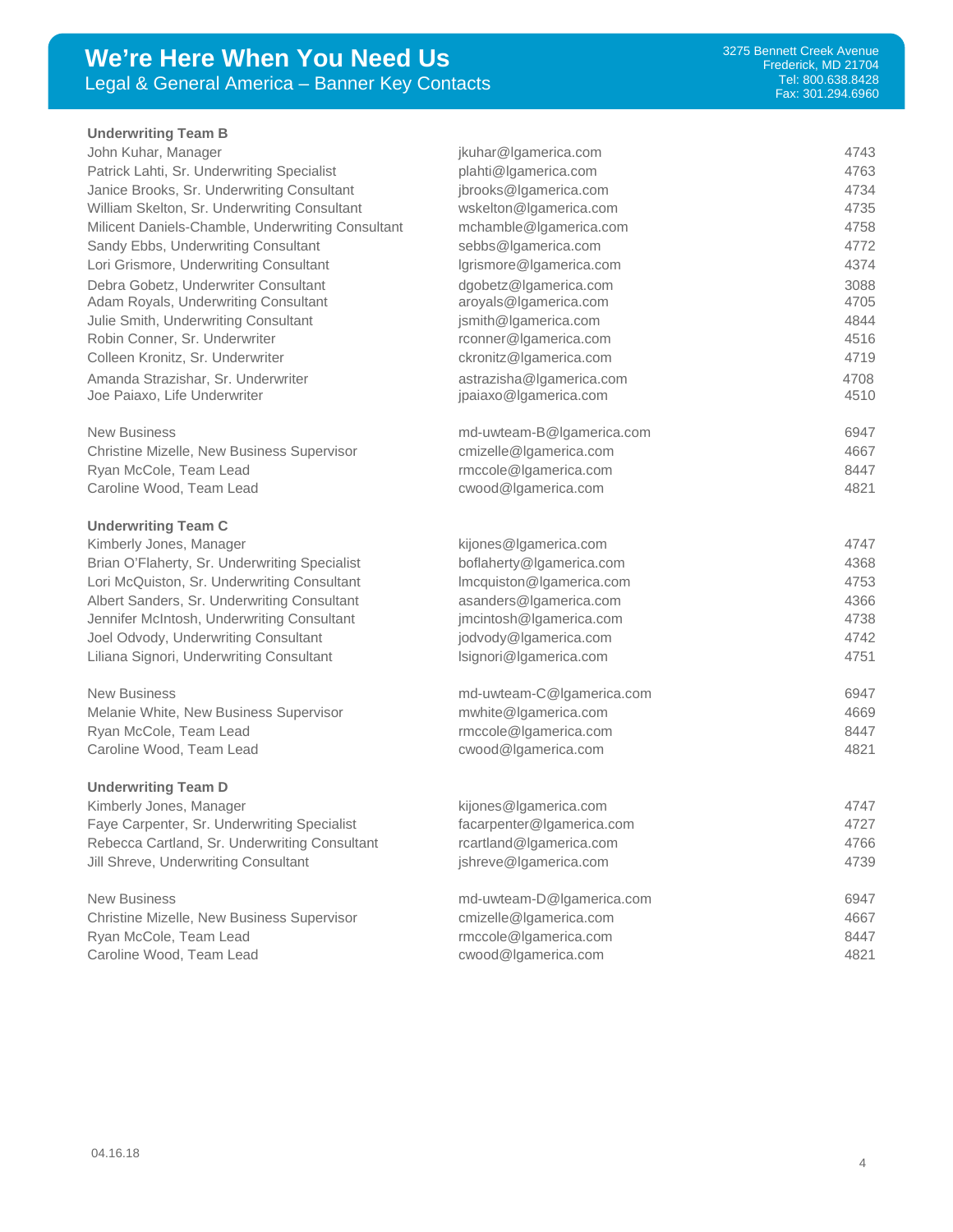# We're Here When You Need Us

Legal & General America – Banner Key Contacts

3275 Bennett Creek Avenue
Frederick, MD 21704
Tel: 800.638.8428
Fax: 301.294.6960

**Underwriting Team B**

| | | |
|---|---|---|
| John Kuhar, Manager | jkuhar@lgamerica.com | 4743 |
| Patrick Lahti, Sr. Underwriting Specialist | plahti@lgamerica.com | 4763 |
| Janice Brooks, Sr. Underwriting Consultant | jbrooks@lgamerica.com | 4734 |
| William Skelton, Sr. Underwriting Consultant | wskelton@lgamerica.com | 4735 |
| Milicent Daniels-Chamble, Underwriting Consultant | mchamble@lgamerica.com | 4758 |
| Sandy Ebbs, Underwriting Consultant | sebbs@lgamerica.com | 4772 |
| Lori Grismore, Underwriting Consultant | lgrismore@lgamerica.com | 4374 |
| Debra Gobetz, Underwriter Consultant | dgobetz@lgamerica.com | 3088 |
| Adam Royals, Underwriting Consultant | aroyals@lgamerica.com | 4705 |
| Julie Smith, Underwriting Consultant | jsmith@lgamerica.com | 4844 |
| Robin Conner, Sr. Underwriter | rconner@lgamerica.com | 4516 |
| Colleen Kronitz, Sr. Underwriter | ckronitz@lgamerica.com | 4719 |
| Amanda Strazishar, Sr. Underwriter | astrazisha@lgamerica.com | 4708 |
| Joe Paiaxo, Life Underwriter | jpaiaxo@lgamerica.com | 4510 |
| | | |
| New Business | md-uwteam-B@lgamerica.com | 6947 |
| Christine Mizelle, New Business Supervisor | cmizelle@lgamerica.com | 4667 |
| Ryan McCole, Team Lead | rmccole@lgamerica.com | 8447 |
| Caroline Wood, Team Lead | cwood@lgamerica.com | 4821 |

**Underwriting Team C**

| | | |
|---|---|---|
| Kimberly Jones, Manager | kijones@lgamerica.com | 4747 |
| Brian O'Flaherty, Sr. Underwriting Specialist | boflaherty@lgamerica.com | 4368 |
| Lori McQuiston, Sr. Underwriting Consultant | lmcquiston@lgamerica.com | 4753 |
| Albert Sanders, Sr. Underwriting Consultant | asanders@lgamerica.com | 4366 |
| Jennifer McIntosh, Underwriting Consultant | jmcintosh@lgamerica.com | 4738 |
| Joel Odvody, Underwriting Consultant | jodvody@lgamerica.com | 4742 |
| Liliana Signori, Underwriting Consultant | lsignori@lgamerica.com | 4751 |
| | | |
| New Business | md-uwteam-C@lgamerica.com | 6947 |
| Melanie White, New Business Supervisor | mwhite@lgamerica.com | 4669 |
| Ryan McCole, Team Lead | rmccole@lgamerica.com | 8447 |
| Caroline Wood, Team Lead | cwood@lgamerica.com | 4821 |

**Underwriting Team D**

| | | |
|---|---|---|
| Kimberly Jones, Manager | kijones@lgamerica.com | 4747 |
| Faye Carpenter, Sr. Underwriting Specialist | facarpenter@lgamerica.com | 4727 |
| Rebecca Cartland, Sr. Underwriting Consultant | rcartland@lgamerica.com | 4766 |
| Jill Shreve, Underwriting Consultant | jshreve@lgamerica.com | 4739 |
| | | |
| New Business | md-uwteam-D@lgamerica.com | 6947 |
| Christine Mizelle, New Business Supervisor | cmizelle@lgamerica.com | 4667 |
| Ryan McCole, Team Lead | rmccole@lgamerica.com | 8447 |
| Caroline Wood, Team Lead | cwood@lgamerica.com | 4821 |

04.16.18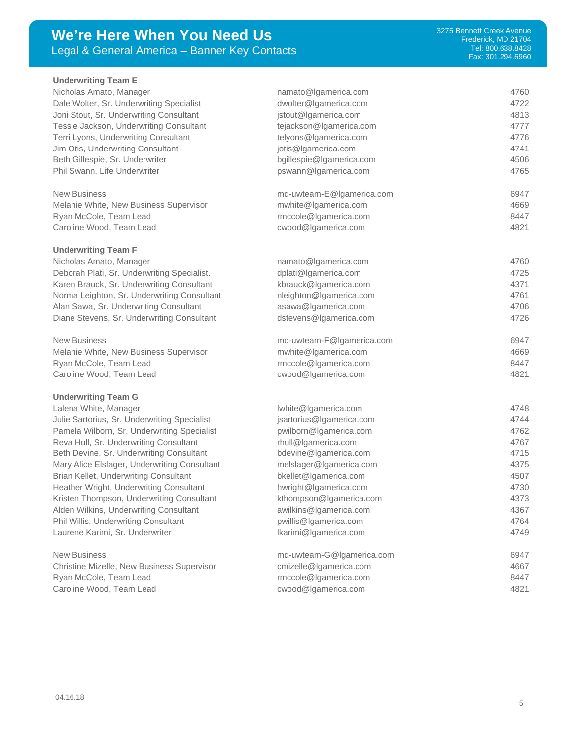# We're Here When You Need Us

Legal & General America – Banner Key Contacts

3275 Bennett Creek Avenue
Frederick, MD 21704
Tel: 800.638.8428
Fax: 301.294.6960

**Underwriting Team E**

| | | |
|---|---|---|
| Nicholas Amato, Manager | namato@lgamerica.com | 4760 |
| Dale Wolter, Sr. Underwriting Specialist | dwolter@lgamerica.com | 4722 |
| Joni Stout, Sr. Underwriting Consultant | jstout@lgamerica.com | 4813 |
| Tessie Jackson, Underwriting Consultant | tejackson@lgamerica.com | 4777 |
| Terri Lyons, Underwriting Consultant | telyons@lgamerica.com | 4776 |
| Jim Otis, Underwriting Consultant | jotis@lgamerica.com | 4741 |
| Beth Gillespie, Sr. Underwriter | bgillespie@lgamerica.com | 4506 |
| Phil Swann, Life Underwriter | pswann@lgamerica.com | 4765 |

| | | |
|---|---|---|
| New Business | md-uwteam-E@lgamerica.com | 6947 |
| Melanie White, New Business Supervisor | mwhite@lgamerica.com | 4669 |
| Ryan McCole, Team Lead | rmccole@lgamerica.com | 8447 |
| Caroline Wood, Team Lead | cwood@lgamerica.com | 4821 |

**Underwriting Team F**

| | | |
|---|---|---|
| Nicholas Amato, Manager | namato@lgamerica.com | 4760 |
| Deborah Plati, Sr. Underwriting Specialist. | dplati@lgamerica.com | 4725 |
| Karen Brauck, Sr. Underwriting Consultant | kbrauck@lgamerica.com | 4371 |
| Norma Leighton, Sr. Underwriting Consultant | nleighton@lgamerica.com | 4761 |
| Alan Sawa, Sr. Underwriting Consultant | asawa@lgamerica.com | 4706 |
| Diane Stevens, Sr. Underwriting Consultant | dstevens@lgamerica.com | 4726 |

| | | |
|---|---|---|
| New Business | md-uwteam-F@lgamerica.com | 6947 |
| Melanie White, New Business Supervisor | mwhite@lgamerica.com | 4669 |
| Ryan McCole, Team Lead | rmccole@lgamerica.com | 8447 |
| Caroline Wood, Team Lead | cwood@lgamerica.com | 4821 |

**Underwriting Team G**

| | | |
|---|---|---|
| Lalena White, Manager | lwhite@lgamerica.com | 4748 |
| Julie Sartorius, Sr. Underwriting Specialist | jsartorius@lgamerica.com | 4744 |
| Pamela Wilborn, Sr. Underwriting Specialist | pwilborn@lgamerica.com | 4762 |
| Reva Hull, Sr. Underwriting Consultant | rhull@lgamerica.com | 4767 |
| Beth Devine, Sr. Underwriting Consultant | bdevine@lgamerica.com | 4715 |
| Mary Alice Elslager, Underwriting Consultant | melslager@lgamerica.com | 4375 |
| Brian Kellet, Underwriting Consultant | bkellet@lgamerica.com | 4507 |
| Heather Wright, Underwriting Consultant | hwright@lgamerica.com | 4730 |
| Kristen Thompson, Underwriting Consultant | kthompson@lgamerica.com | 4373 |
| Alden Wilkins, Underwriting Consultant | awilkins@lgamerica.com | 4367 |
| Phil Willis, Underwriting Consultant | pwillis@lgamerica.com | 4764 |
| Laurene Karimi, Sr. Underwriter | lkarimi@lgamerica.com | 4749 |

| | | |
|---|---|---|
| New Business | md-uwteam-G@lgamerica.com | 6947 |
| Christine Mizelle, New Business Supervisor | cmizelle@lgamerica.com | 4667 |
| Ryan McCole, Team Lead | rmccole@lgamerica.com | 8447 |
| Caroline Wood, Team Lead | cwood@lgamerica.com | 4821 |

04.16.18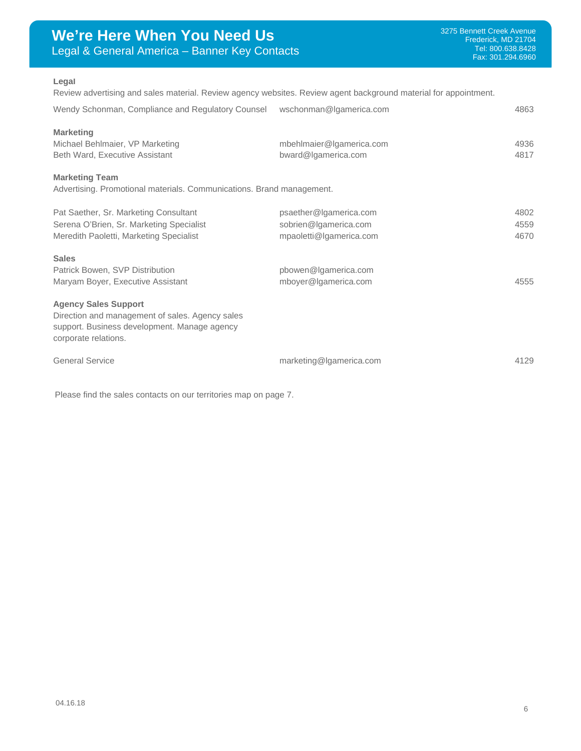# We're Here When You Need Us

## Legal & General America – Banner Key Contacts

3275 Bennett Creek Avenue
Frederick, MD 21704
Tel: 800.638.8428
Fax: 301.294.6960

### Legal

Review advertising and sales material. Review agency websites. Review agent background material for appointment.

| | | |
|---|---|---|
| Wendy Schonman, Compliance and Regulatory Counsel | wschonman@lgamerica.com | 4863 |

### Marketing

| | | |
|---|---|---|
| Michael Behlmaier, VP Marketing | mbehlmaier@lgamerica.com | 4936 |
| Beth Ward, Executive Assistant | bward@lgamerica.com | 4817 |

### Marketing Team

Advertising. Promotional materials. Communications. Brand management.

| | | |
|---|---|---|
| Pat Saether, Sr. Marketing Consultant | psaether@lgamerica.com | 4802 |
| Serena O'Brien, Sr. Marketing Specialist | sobrien@lgamerica.com | 4559 |
| Meredith Paoletti, Marketing Specialist | mpaoletti@lgamerica.com | 4670 |

### Sales

| | | |
|---|---|---|
| Patrick Bowen, SVP Distribution | pbowen@lgamerica.com | |
| Maryam Boyer, Executive Assistant | mboyer@lgamerica.com | 4555 |

### Agency Sales Support

Direction and management of sales. Agency sales support. Business development. Manage agency corporate relations.

| | | |
|---|---|---|
| General Service | marketing@lgamerica.com | 4129 |

Please find the sales contacts on our territories map on page 7.

04.16.18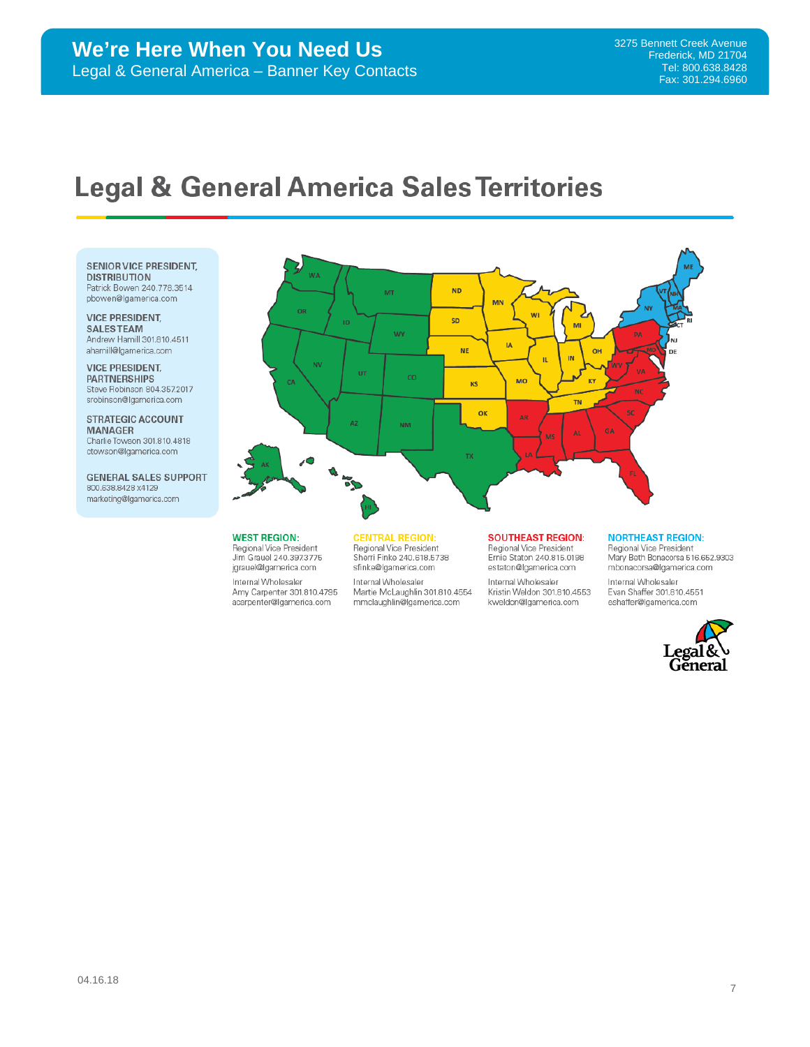# We're Here When You Need Us

Legal & General America – Banner Key Contacts

3275 Bennett Creek Avenue
Frederick, MD 21704
Tel: 800.638.8428
Fax: 301.294.6960

## Legal & General America Sales Territories

**SENIOR VICE PRESIDENT, DISTRIBUTION**
Patrick Bowen 240.778.3514
pbowen@lgamerica.com

**VICE PRESIDENT, SALES TEAM**
Andrew Hamill 301.810.4511
ahamill@lgamerica.com

**VICE PRESIDENT, PARTNERSHIPS**
Steve Robinson 804.357.2017
srobinson@lgamerica.com

**STRATEGIC ACCOUNT MANAGER**
Charlie Towson 301.810.4818
ctowson@lgamerica.com

**GENERAL SALES SUPPORT**
800.638.8428 x4129
marketing@lgamerica.com

WA OR CA NV ID MT WY UT CO AZ NM TX AK HI ND SD NE KS OK MN IA MO WI IL MI IN OH KY TN AR LA MS AL GA FL SC NC VA WV MD PA DE NJ NY CT RI MA VT NH ME

**WEST REGION:**
Regional Vice President
Jim Grauel 240.397.3775
jgrauel@lgamerica.com

Internal Wholesaler
Amy Carpenter 301.810.4795
acarpenter@lgamerica.com

**CENTRAL REGION:**
Regional Vice President
Sherri Finke 240.818.5738
sfinke@lgamerica.com

Internal Wholesaler
Martie McLaughlin 301.810.4554
mmclaughlin@lgamerica.com

**SOUTHEAST REGION:**
Regional Vice President
Ernie Staton 240.815.0198
estaton@lgamerica.com

Internal Wholesaler
Kristin Weldon 301.810.4553
kweldon@lgamerica.com

**NORTHEAST REGION:**
Regional Vice President
Mary Beth Bonacorsa 516.652.9303
mbonacorsa@lgamerica.com

Internal Wholesaler
Evan Shaffer 301.810.4551
eshaffer@lgamerica.com

Legal & General

04.16.18